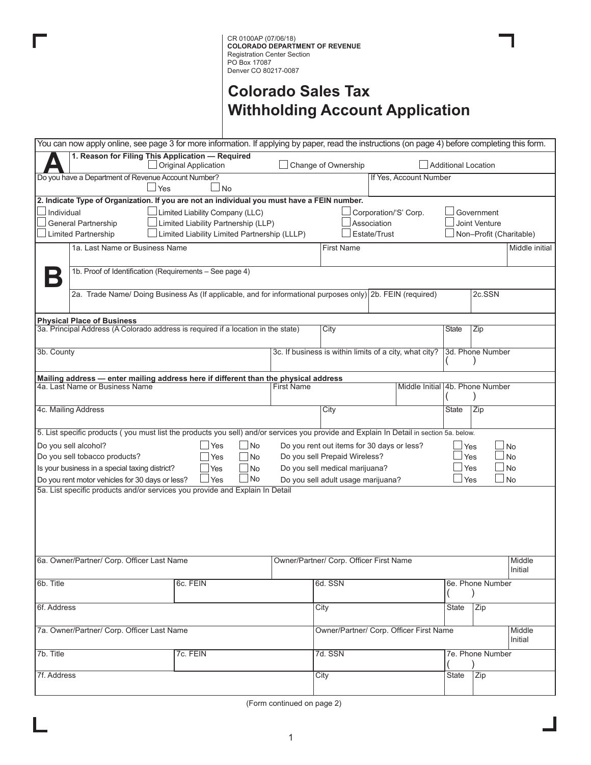CR 0100AP (07/06/18)
**COLORADO DEPARTMENT OF REVENUE**
Registration Center Section
PO Box 17087
Denver CO 80217-0087

# Colorado Sales Tax Withholding Account Application

You can now apply online, see page 3 for more information. If applying by paper, read the instructions (on page 4) before completing this form.

## A

**1. Reason for Filing This Application — Required**

☐ Original Application ☐ Change of Ownership ☐ Additional Location

Do you have a Department of Revenue Account Number? ☐ Yes ☐ No

If Yes, Account Number

**2. Indicate Type of Organization. If you are not an individual you must have a FEIN number.**

| | | | |
|---|---|---|---|
| ☐ Individual | ☐ Limited Liability Company (LLC) | ☐ Corporation/'S' Corp. | ☐ Government |
| ☐ General Partnership | ☐ Limited Liability Partnership (LLP) | ☐ Association | ☐ Joint Venture |
| ☐ Limited Partnership | ☐ Limited Liability Limited Partnership (LLLP) | ☐ Estate/Trust | ☐ Non–Profit (Charitable) |

## B

| 1a. Last Name or Business Name | First Name | Middle initial |
|---|---|---|
| | | |

1b. Proof of Identification (Requirements – See page 4)

| 2a. Trade Name/ Doing Business As (If applicable, and for informational purposes only) | 2b. FEIN (required) | 2c.SSN |
|---|---|---|
| | | |

**Physical Place of Business**

| 3a. Principal Address (A Colorado address is required if a location in the state) | City | State | Zip |
|---|---|---|---|
| | | | |

| 3b. County | 3c. If business is within limits of a city, what city? | 3d. Phone Number |
|---|---|---|
| | | ( ) |

**Mailing address — enter mailing address here if different than the physical address**

| 4a. Last Name or Business Name | First Name | Middle Initial | 4b. Phone Number |
|---|---|---|---|
| | | | ( ) |

| 4c. Mailing Address | City | State | Zip |
|---|---|---|---|
| | | | |

5. List specific products ( you must list the products you sell) and/or services you provide and Explain In Detail in section 5a. below.

| | | |
|---|---|---|
| Do you sell alcohol? | ☐ Yes | ☐ No |
| Do you sell tobacco products? | ☐ Yes | ☐ No |
| Is your business in a special taxing district? | ☐ Yes | ☐ No |
| Do you rent motor vehicles for 30 days or less? | ☐ Yes | ☐ No |
| Do you rent out items for 30 days or less? | ☐ Yes | ☐ No |
| Do you sell Prepaid Wireless? | ☐ Yes | ☐ No |
| Do you sell medical marijuana? | ☐ Yes | ☐ No |
| Do you sell adult usage marijuana? | ☐ Yes | ☐ No |

5a. List specific products and/or services you provide and Explain In Detail

| 6a. Owner/Partner/ Corp. Officer Last Name | Owner/Partner/ Corp. Officer First Name | Middle Initial |
|---|---|---|
| | | |

| 6b. Title | 6c. FEIN | 6d. SSN | 6e. Phone Number |
|---|---|---|---|
| | | | ( ) |

| 6f. Address | City | State | Zip |
|---|---|---|---|
| | | | |

| 7a. Owner/Partner/ Corp. Officer Last Name | Owner/Partner/ Corp. Officer First Name | Middle Initial |
|---|---|---|
| | | |

| 7b. Title | 7c. FEIN | 7d. SSN | 7e. Phone Number |
|---|---|---|---|
| | | | ( ) |

| 7f. Address | City | State | Zip |
|---|---|---|---|
| | | | |

(Form continued on page 2)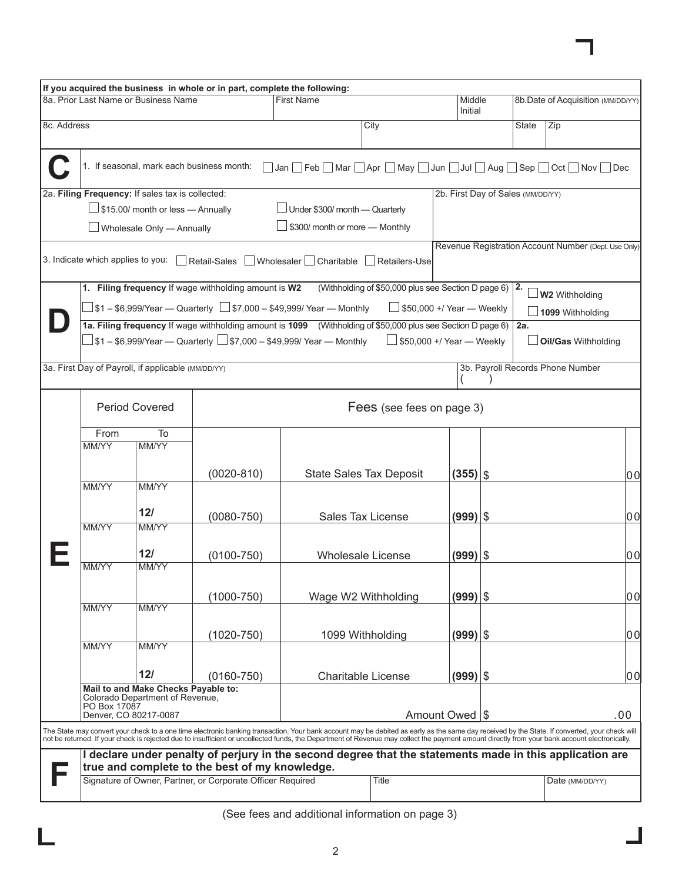**If you acquired the business in whole or in part, complete the following:**

| 8a. Prior Last Name or Business Name | First Name | Middle Initial | 8b. Date of Acquisition (MM/DD/YY) |
|---|---|---|---|
| | | | |

| 8c. Address | City | State | Zip |
|---|---|---|---|
| | | | |

## C

1. If seasonal, mark each business month: ☐ Jan ☐ Feb ☐ Mar ☐ Apr ☐ May ☐ Jun ☐ Jul ☐ Aug ☐ Sep ☐ Oct ☐ Nov ☐ Dec

2a. **Filing Frequency:** If sales tax is collected:

- ☐ $15.00/ month or less — Annually
- ☐ Under $300/ month — Quarterly
- ☐ Wholesale Only — Annually
- ☐ $300/ month or more — Monthly

2b. First Day of Sales (MM/DD/YY)

3. Indicate which applies to you: ☐ Retail-Sales ☐ Wholesaler ☐ Charitable ☐ Retailers-Use

Revenue Registration Account Number (Dept. Use Only)

## D

1. **Filing frequency** If wage withholding amount is **W2** (Withholding of $50,000 plus see Section D page 6)

☐ $1 – $6,999/Year — Quarterly ☐ $7,000 – $49,999/ Year — Monthly ☐ $50,000 +/ Year — Weekly

2. ☐ **W2** Withholding ☐ **1099 Withholding**

1a. **Filing frequency** If wage withholding amount is **1099** (Withholding of $50,000 plus see Section D page 6)

☐ $1 – $6,999/Year — Quarterly ☐ $7,000 – $49,999/ Year — Monthly ☐ $50,000 +/ Year — Weekly

2a. ☐ **Oil/Gas** Withholding

3a. First Day of Payroll, if applicable (MM/DD/YY)

3b. Payroll Records Phone Number ( )

## E

| Period Covered From (MM/YY) | Period Covered To (MM/YY) | Fees (see fees on page 3) | | | |
|---|---|---|---|---|---|
| MM/YY | MM/YY | (0020-810) | State Sales Tax Deposit | (355) | $ 00 |
| MM/YY | MM/YY 12/ | (0080-750) | Sales Tax License | (999) | $ 00 |
| MM/YY | MM/YY 12/ | (0100-750) | Wholesale License | (999) | $ 00 |
| MM/YY | MM/YY | (1000-750) | Wage W2 Withholding | (999) | $ 00 |
| MM/YY | MM/YY | (1020-750) | 1099 Withholding | (999) | $ 00 |
| MM/YY | MM/YY 12/ | (0160-750) | Charitable License | (999) | $ 00 |
| | | | | Amount Owed | $ .00 |

**Mail to and Make Checks Payable to:**
Colorado Department of Revenue,
PO Box 17087
Denver, CO 80217-0087

The State may convert your check to a one time electronic banking transaction. Your bank account may be debited as early as the same day received by the State. If converted, your check will not be returned. If your check is rejected due to insufficient or uncollected funds, the Department of Revenue may collect the payment amount directly from your bank account electronically.

## F

**I declare under penalty of perjury in the second degree that the statements made in this application are true and complete to the best of my knowledge.**

| Signature of Owner, Partner, or Corporate Officer Required | Title | Date (MM/DD/YY) |
|---|---|---|
| | | |

(See fees and additional information on page 3)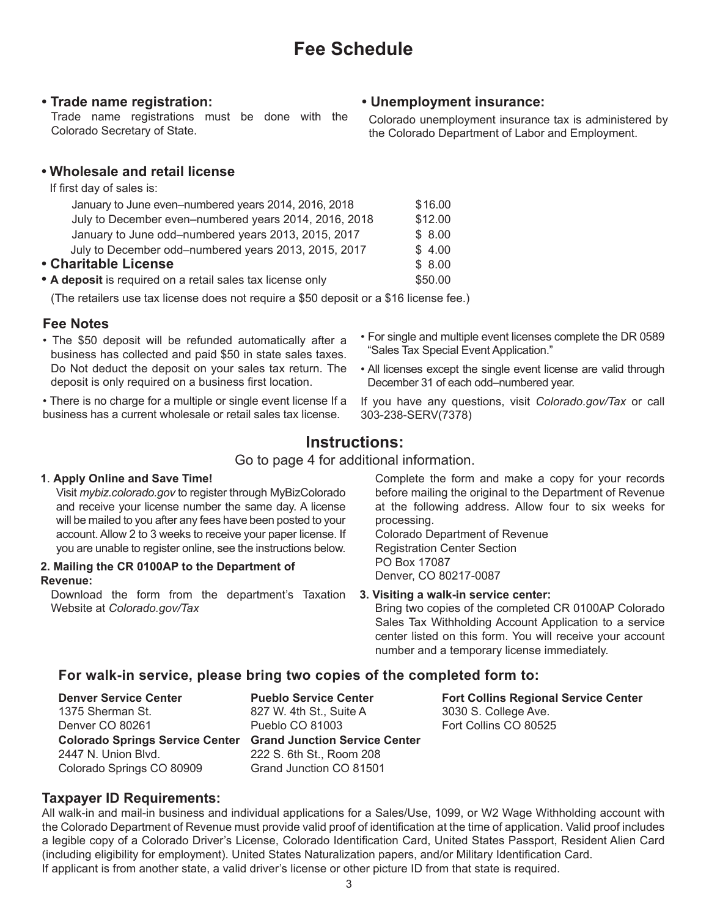# Fee Schedule

**• Trade name registration:**

Trade name registrations must be done with the Colorado Secretary of State.

**• Unemployment insurance:**

Colorado unemployment insurance tax is administered by the Colorado Department of Labor and Employment.

**• Wholesale and retail license**

If first day of sales is:

| | |
|---|---|
| January to June even–numbered years 2014, 2016, 2018 | $16.00 |
| July to December even–numbered years 2014, 2016, 2018 | $12.00 |
| January to June odd–numbered years 2013, 2015, 2017 | $ 8.00 |
| July to December odd–numbered years 2013, 2015, 2017 | $ 4.00 |
| **• Charitable License** | $ 8.00 |
| **• A deposit** is required on a retail sales tax license only | $50.00 |

(The retailers use tax license does not require a $50 deposit or a $16 license fee.)

### Fee Notes

- The $50 deposit will be refunded automatically after a business has collected and paid $50 in state sales taxes. Do Not deduct the deposit on your sales tax return. The deposit is only required on a business first location.
- There is no charge for a multiple or single event license If a business has a current wholesale or retail sales tax license.
- For single and multiple event licenses complete the DR 0589 "Sales Tax Special Event Application."
- All licenses except the single event license are valid through December 31 of each odd–numbered year.

If you have any questions, visit *Colorado.gov/Tax* or call 303-238-SERV(7378)

## Instructions:

Go to page 4 for additional information.

**1. Apply Online and Save Time!**

Visit *mybiz.colorado.gov* to register through MyBizColorado and receive your license number the same day. A license will be mailed to you after any fees have been posted to your account. Allow 2 to 3 weeks to receive your paper license. If you are unable to register online, see the instructions below.

**2. Mailing the CR 0100AP to the Department of Revenue:**

Download the form from the department's Taxation Website at *Colorado.gov/Tax*

Complete the form and make a copy for your records before mailing the original to the Department of Revenue at the following address. Allow four to six weeks for processing.

Colorado Department of Revenue
Registration Center Section
PO Box 17087
Denver, CO 80217-0087

**3. Visiting a walk-in service center:**

Bring two copies of the completed CR 0100AP Colorado Sales Tax Withholding Account Application to a service center listed on this form. You will receive your account number and a temporary license immediately.

### For walk-in service, please bring two copies of the completed form to:

**Denver Service Center**
1375 Sherman St.
Denver CO 80261

**Colorado Springs Service Center**
2447 N. Union Blvd.
Colorado Springs CO 80909

**Pueblo Service Center**
827 W. 4th St., Suite A
Pueblo CO 81003

**Grand Junction Service Center**
222 S. 6th St., Room 208
Grand Junction CO 81501

**Fort Collins Regional Service Center**
3030 S. College Ave.
Fort Collins CO 80525

### Taxpayer ID Requirements:

All walk-in and mail-in business and individual applications for a Sales/Use, 1099, or W2 Wage Withholding account with the Colorado Department of Revenue must provide valid proof of identification at the time of application. Valid proof includes a legible copy of a Colorado Driver's License, Colorado Identification Card, United States Passport, Resident Alien Card (including eligibility for employment). United States Naturalization papers, and/or Military Identification Card.
If applicant is from another state, a valid driver's license or other picture ID from that state is required.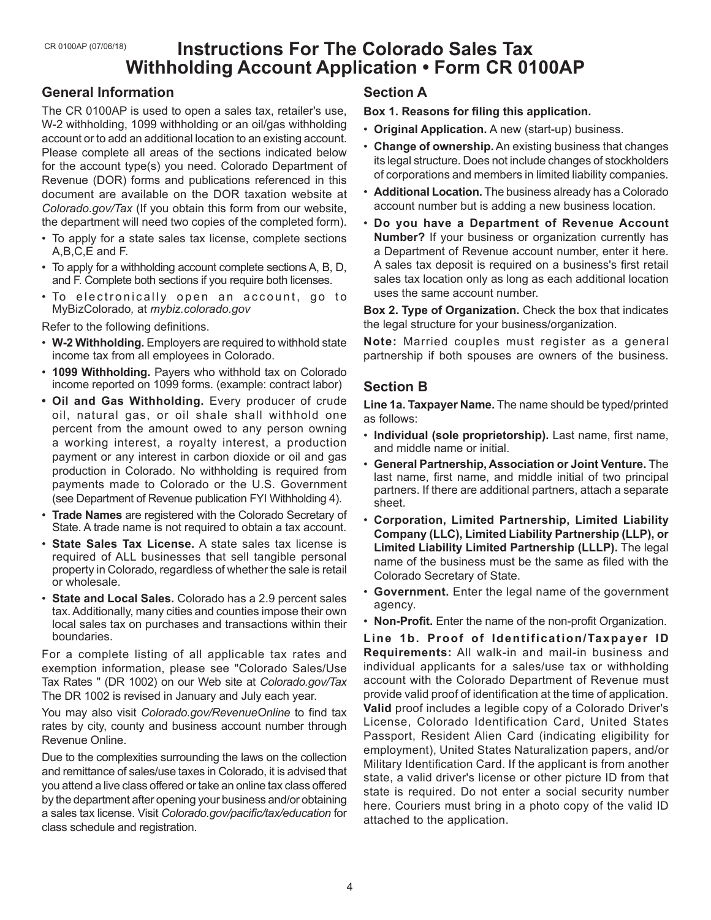CR 0100AP (07/06/18)

# Instructions For The Colorado Sales Tax Withholding Account Application • Form CR 0100AP

## General Information

The CR 0100AP is used to open a sales tax, retailer's use, W-2 withholding, 1099 withholding or an oil/gas withholding account or to add an additional location to an existing account. Please complete all areas of the sections indicated below for the account type(s) you need. Colorado Department of Revenue (DOR) forms and publications referenced in this document are available on the DOR taxation website at *Colorado.gov/Tax* (If you obtain this form from our website, the department will need two copies of the completed form).

- To apply for a state sales tax license, complete sections A,B,C,E and F.
- To apply for a withholding account complete sections A, B, D, and F. Complete both sections if you require both licenses.
- To electronically open an account, go to MyBizColorado, at *mybiz.colorado.gov*

Refer to the following definitions.

- **W-2 Withholding.** Employers are required to withhold state income tax from all employees in Colorado.
- **1099 Withholding.** Payers who withhold tax on Colorado income reported on 1099 forms. (example: contract labor)
- **Oil and Gas Withholding.** Every producer of crude oil, natural gas, or oil shale shall withhold one percent from the amount owed to any person owning a working interest, a royalty interest, a production payment or any interest in carbon dioxide or oil and gas production in Colorado. No withholding is required from payments made to Colorado or the U.S. Government (see Department of Revenue publication FYI Withholding 4).
- **Trade Names** are registered with the Colorado Secretary of State. A trade name is not required to obtain a tax account.
- **State Sales Tax License.** A state sales tax license is required of ALL businesses that sell tangible personal property in Colorado, regardless of whether the sale is retail or wholesale.
- **State and Local Sales.** Colorado has a 2.9 percent sales tax. Additionally, many cities and counties impose their own local sales tax on purchases and transactions within their boundaries.

For a complete listing of all applicable tax rates and exemption information, please see "Colorado Sales/Use Tax Rates " (DR 1002) on our Web site at *Colorado.gov/Tax* The DR 1002 is revised in January and July each year.

You may also visit *Colorado.gov/RevenueOnline* to find tax rates by city, county and business account number through Revenue Online.

Due to the complexities surrounding the laws on the collection and remittance of sales/use taxes in Colorado, it is advised that you attend a live class offered or take an online tax class offered by the department after opening your business and/or obtaining a sales tax license. Visit *Colorado.gov/pacific/tax/education* for class schedule and registration.

## Section A

**Box 1. Reasons for filing this application.**

- **Original Application.** A new (start-up) business.
- **Change of ownership.** An existing business that changes its legal structure. Does not include changes of stockholders of corporations and members in limited liability companies.
- **Additional Location.** The business already has a Colorado account number but is adding a new business location.
- **Do you have a Department of Revenue Account Number?** If your business or organization currently has a Department of Revenue account number, enter it here. A sales tax deposit is required on a business's first retail sales tax location only as long as each additional location uses the same account number.

**Box 2. Type of Organization.** Check the box that indicates the legal structure for your business/organization.

**Note:** Married couples must register as a general partnership if both spouses are owners of the business.

## Section B

**Line 1a. Taxpayer Name.** The name should be typed/printed as follows:

- **Individual (sole proprietorship).** Last name, first name, and middle name or initial.
- **General Partnership, Association or Joint Venture.** The last name, first name, and middle initial of two principal partners. If there are additional partners, attach a separate sheet.
- **Corporation, Limited Partnership, Limited Liability Company (LLC), Limited Liability Partnership (LLP), or Limited Liability Limited Partnership (LLLP).** The legal name of the business must be the same as filed with the Colorado Secretary of State.
- **Government.** Enter the legal name of the government agency.
- **Non-Profit.** Enter the name of the non-profit Organization.

**Line 1b. Proof of Identification/Taxpayer ID Requirements:** All walk-in and mail-in business and individual applicants for a sales/use tax or withholding account with the Colorado Department of Revenue must provide valid proof of identification at the time of application. **Valid** proof includes a legible copy of a Colorado Driver's License, Colorado Identification Card, United States Passport, Resident Alien Card (indicating eligibility for employment), United States Naturalization papers, and/or Military Identification Card. If the applicant is from another state, a valid driver's license or other picture ID from that state is required. Do not enter a social security number here. Couriers must bring in a photo copy of the valid ID attached to the application.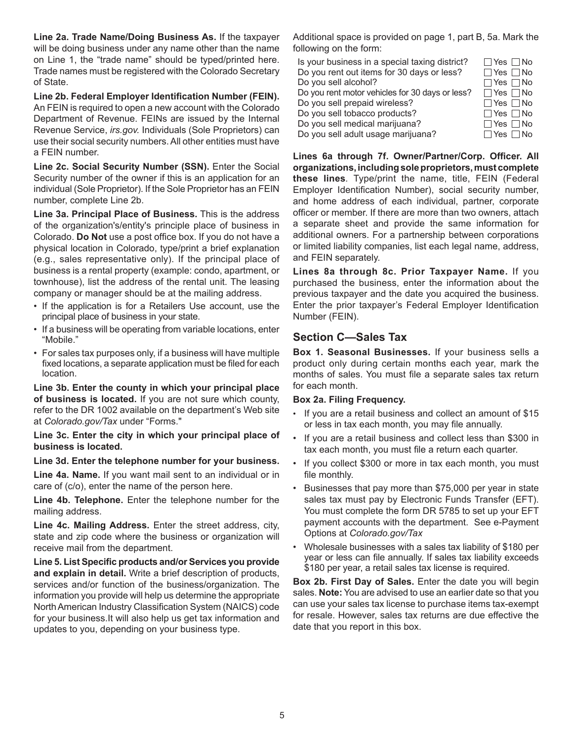**Line 2a. Trade Name/Doing Business As.** If the taxpayer will be doing business under any name other than the name on Line 1, the "trade name" should be typed/printed here. Trade names must be registered with the Colorado Secretary of State.

**Line 2b. Federal Employer Identification Number (FEIN).** An FEIN is required to open a new account with the Colorado Department of Revenue. FEINs are issued by the Internal Revenue Service, *irs.gov.* Individuals (Sole Proprietors) can use their social security numbers. All other entities must have a FEIN number.

**Line 2c. Social Security Number (SSN).** Enter the Social Security number of the owner if this is an application for an individual (Sole Proprietor). If the Sole Proprietor has an FEIN number, complete Line 2b.

**Line 3a. Principal Place of Business.** This is the address of the organization's/entity's principle place of business in Colorado. **Do Not** use a post office box. If you do not have a physical location in Colorado, type/print a brief explanation (e.g., sales representative only). If the principal place of business is a rental property (example: condo, apartment, or townhouse), list the address of the rental unit. The leasing company or manager should be at the mailing address.

- If the application is for a Retailers Use account, use the principal place of business in your state.
- If a business will be operating from variable locations, enter "Mobile."
- For sales tax purposes only, if a business will have multiple fixed locations, a separate application must be filed for each location.

**Line 3b. Enter the county in which your principal place of business is located.** If you are not sure which county, refer to the DR 1002 available on the department's Web site at *Colorado.gov/Tax* under "Forms."

**Line 3c. Enter the city in which your principal place of business is located.**

**Line 3d. Enter the telephone number for your business.**

**Line 4a. Name.** If you want mail sent to an individual or in care of (c/o), enter the name of the person here.

**Line 4b. Telephone.** Enter the telephone number for the mailing address.

**Line 4c. Mailing Address.** Enter the street address, city, state and zip code where the business or organization will receive mail from the department.

**Line 5. List Specific products and/or Services you provide and explain in detail.** Write a brief description of products, services and/or function of the business/organization. The information you provide will help us determine the appropriate North American Industry Classification System (NAICS) code for your business.It will also help us get tax information and updates to you, depending on your business type.

Additional space is provided on page 1, part B, 5a. Mark the following on the form:

| | |
|---|---|
| Is your business in a special taxing district? | ☐ Yes ☐ No |
| Do you rent out items for 30 days or less? | ☐ Yes ☐ No |
| Do you sell alcohol? | ☐ Yes ☐ No |
| Do you rent motor vehicles for 30 days or less? | ☐ Yes ☐ No |
| Do you sell prepaid wireless? | ☐ Yes ☐ No |
| Do you sell tobacco products? | ☐ Yes ☐ No |
| Do you sell medical marijuana? | ☐ Yes ☐ No |
| Do you sell adult usage marijuana? | ☐ Yes ☐ No |

**Lines 6a through 7f. Owner/Partner/Corp. Officer. All organizations, including sole proprietors, must complete these lines***.* Type/print the name, title, FEIN (Federal Employer Identification Number), social security number, and home address of each individual, partner, corporate officer or member. If there are more than two owners, attach a separate sheet and provide the same information for additional owners. For a partnership between corporations or limited liability companies, list each legal name, address, and FEIN separately.

**Lines 8a through 8c. Prior Taxpayer Name.** If you purchased the business, enter the information about the previous taxpayer and the date you acquired the business. Enter the prior taxpayer's Federal Employer Identification Number (FEIN).

## Section C—Sales Tax

**Box 1. Seasonal Businesses.** If your business sells a product only during certain months each year, mark the months of sales. You must file a separate sales tax return for each month.

**Box 2a. Filing Frequency.**

- If you are a retail business and collect an amount of $15 or less in tax each month, you may file annually.
- If you are a retail business and collect less than $300 in tax each month, you must file a return each quarter.
- If you collect $300 or more in tax each month, you must file monthly.
- Businesses that pay more than $75,000 per year in state sales tax must pay by Electronic Funds Transfer (EFT). You must complete the form DR 5785 to set up your EFT payment accounts with the department. See e-Payment Options at *Colorado.gov/Tax*
- Wholesale businesses with a sales tax liability of $180 per year or less can file annually. If sales tax liability exceeds $180 per year, a retail sales tax license is required.

**Box 2b. First Day of Sales.** Enter the date you will begin sales. **Note:** You are advised to use an earlier date so that you can use your sales tax license to purchase items tax-exempt for resale. However, sales tax returns are due effective the date that you report in this box.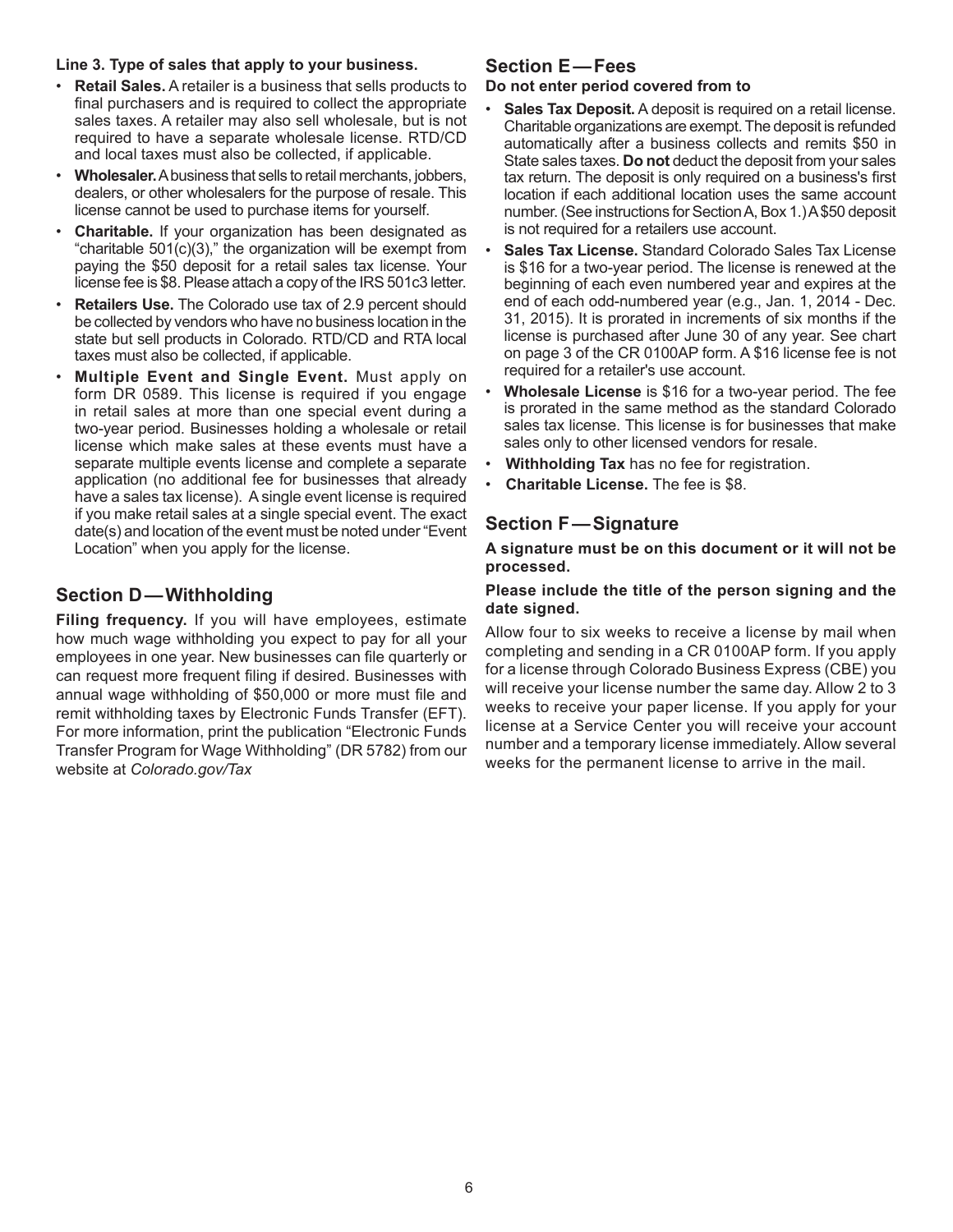**Line 3. Type of sales that apply to your business.**

- **Retail Sales.** A retailer is a business that sells products to final purchasers and is required to collect the appropriate sales taxes. A retailer may also sell wholesale, but is not required to have a separate wholesale license. RTD/CD and local taxes must also be collected, if applicable.
- **Wholesaler.** A business that sells to retail merchants, jobbers, dealers, or other wholesalers for the purpose of resale. This license cannot be used to purchase items for yourself.
- **Charitable.** If your organization has been designated as "charitable 501(c)(3)," the organization will be exempt from paying the $50 deposit for a retail sales tax license. Your license fee is $8. Please attach a copy of the IRS 501c3 letter.
- **Retailers Use.** The Colorado use tax of 2.9 percent should be collected by vendors who have no business location in the state but sell products in Colorado. RTD/CD and RTA local taxes must also be collected, if applicable.
- **Multiple Event and Single Event.** Must apply on form DR 0589. This license is required if you engage in retail sales at more than one special event during a two-year period. Businesses holding a wholesale or retail license which make sales at these events must have a separate multiple events license and complete a separate application (no additional fee for businesses that already have a sales tax license). A single event license is required if you make retail sales at a single special event. The exact date(s) and location of the event must be noted under "Event Location" when you apply for the license.

## Section D — Withholding

**Filing frequency.** If you will have employees, estimate how much wage withholding you expect to pay for all your employees in one year. New businesses can file quarterly or can request more frequent filing if desired. Businesses with annual wage withholding of $50,000 or more must file and remit withholding taxes by Electronic Funds Transfer (EFT). For more information, print the publication "Electronic Funds Transfer Program for Wage Withholding" (DR 5782) from our website at *Colorado.gov/Tax*

## Section E — Fees

**Do not enter period covered from to**

- **Sales Tax Deposit.** A deposit is required on a retail license. Charitable organizations are exempt. The deposit is refunded automatically after a business collects and remits $50 in State sales taxes. **Do not** deduct the deposit from your sales tax return. The deposit is only required on a business's first location if each additional location uses the same account number. (See instructions for Section A, Box 1.) A $50 deposit is not required for a retailers use account.
- **Sales Tax License.** Standard Colorado Sales Tax License is $16 for a two-year period. The license is renewed at the beginning of each even numbered year and expires at the end of each odd-numbered year (e.g., Jan. 1, 2014 - Dec. 31, 2015). It is prorated in increments of six months if the license is purchased after June 30 of any year. See chart on page 3 of the CR 0100AP form. A $16 license fee is not required for a retailer's use account.
- **Wholesale License** is $16 for a two-year period. The fee is prorated in the same method as the standard Colorado sales tax license. This license is for businesses that make sales only to other licensed vendors for resale.
- **Withholding Tax** has no fee for registration.
- **Charitable License.** The fee is $8.

## Section F — Signature

**A signature must be on this document or it will not be processed.**

**Please include the title of the person signing and the date signed.**

Allow four to six weeks to receive a license by mail when completing and sending in a CR 0100AP form. If you apply for a license through Colorado Business Express (CBE) you will receive your license number the same day. Allow 2 to 3 weeks to receive your paper license. If you apply for your license at a Service Center you will receive your account number and a temporary license immediately. Allow several weeks for the permanent license to arrive in the mail.